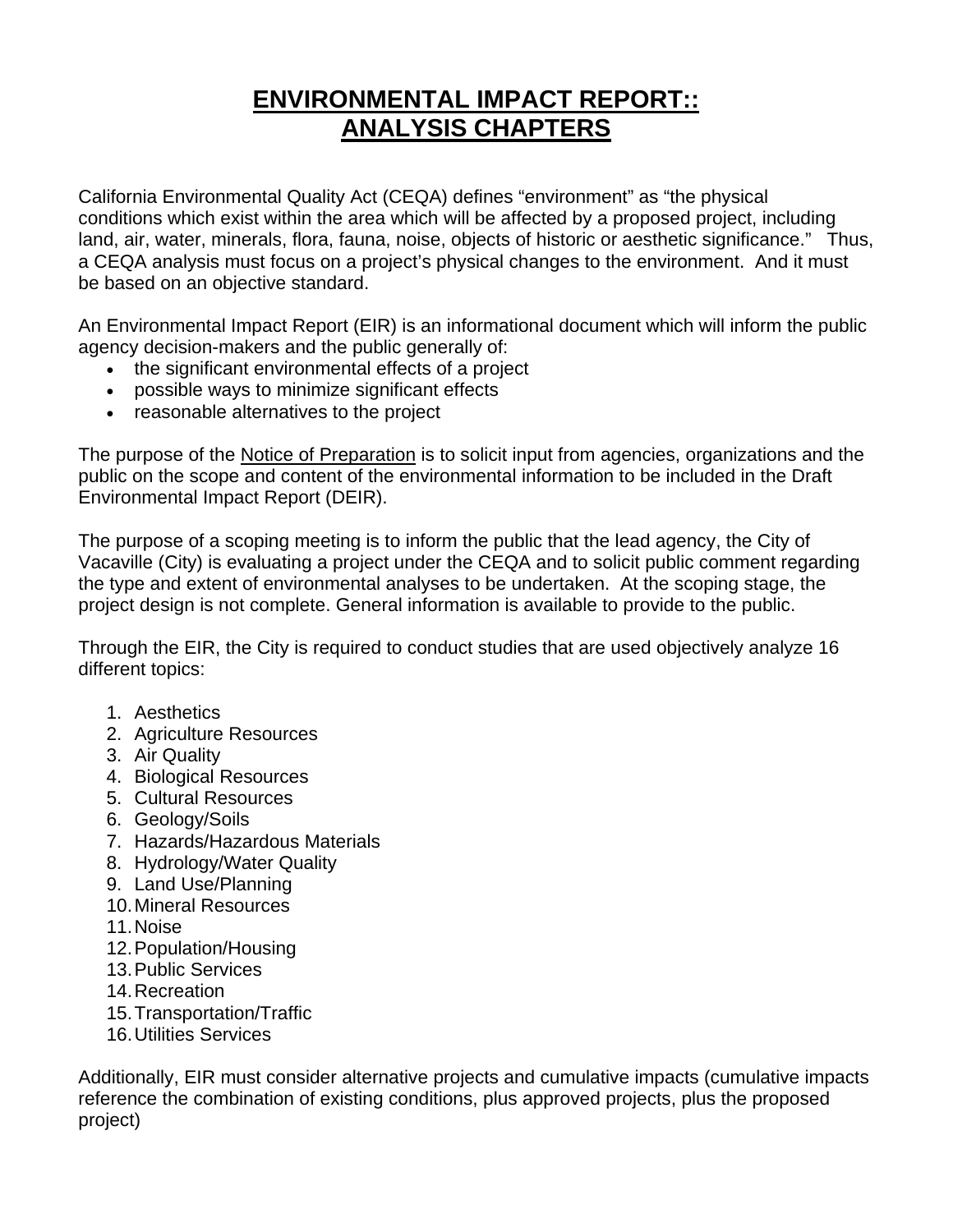# **<u>ENVIRONMENTAL IMPACT REPORT::</u>**
# **<u>ANALYSIS CHAPTERS</u>**

California Environmental Quality Act (CEQA) defines "environment" as "the physical conditions which exist within the area which will be affected by a proposed project, including land, air, water, minerals, flora, fauna, noise, objects of historic or aesthetic significance." Thus, a CEQA analysis must focus on a project's physical changes to the environment. And it must be based on an objective standard.

An Environmental Impact Report (EIR) is an informational document which will inform the public agency decision-makers and the public generally of:

- the significant environmental effects of a project
- possible ways to minimize significant effects
- reasonable alternatives to the project

The purpose of the <u>Notice of Preparation</u> is to solicit input from agencies, organizations and the public on the scope and content of the environmental information to be included in the Draft Environmental Impact Report (DEIR).

The purpose of a scoping meeting is to inform the public that the lead agency, the City of Vacaville (City) is evaluating a project under the CEQA and to solicit public comment regarding the type and extent of environmental analyses to be undertaken. At the scoping stage, the project design is not complete. General information is available to provide to the public.

Through the EIR, the City is required to conduct studies that are used objectively analyze 16 different topics:

1. Aesthetics
2. Agriculture Resources
3. Air Quality
4. Biological Resources
5. Cultural Resources
6. Geology/Soils
7. Hazards/Hazardous Materials
8. Hydrology/Water Quality
9. Land Use/Planning
10. Mineral Resources
11. Noise
12. Population/Housing
13. Public Services
14. Recreation
15. Transportation/Traffic
16. Utilities Services

Additionally, EIR must consider alternative projects and cumulative impacts (cumulative impacts reference the combination of existing conditions, plus approved projects, plus the proposed project)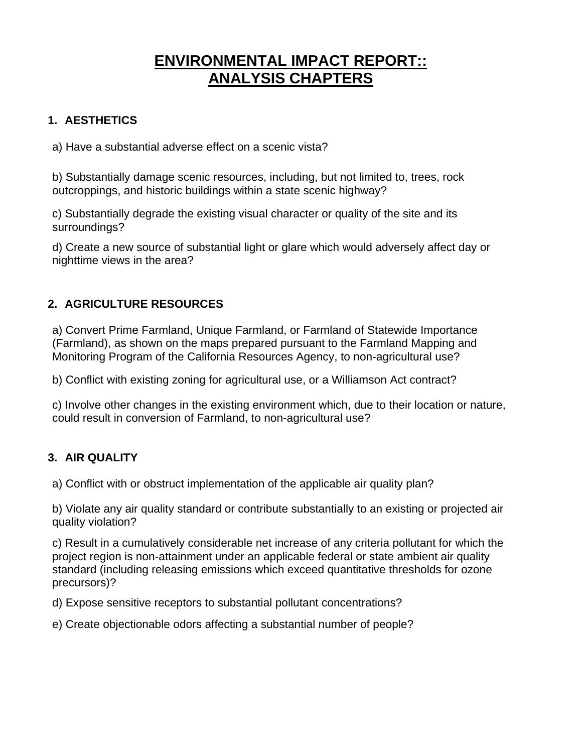# ENVIRONMENTAL IMPACT REPORT:: ANALYSIS CHAPTERS

## 1. AESTHETICS

a) Have a substantial adverse effect on a scenic vista?

b) Substantially damage scenic resources, including, but not limited to, trees, rock outcroppings, and historic buildings within a state scenic highway?

c) Substantially degrade the existing visual character or quality of the site and its surroundings?

d) Create a new source of substantial light or glare which would adversely affect day or nighttime views in the area?

## 2. AGRICULTURE RESOURCES

a) Convert Prime Farmland, Unique Farmland, or Farmland of Statewide Importance (Farmland), as shown on the maps prepared pursuant to the Farmland Mapping and Monitoring Program of the California Resources Agency, to non-agricultural use?

b) Conflict with existing zoning for agricultural use, or a Williamson Act contract?

c) Involve other changes in the existing environment which, due to their location or nature, could result in conversion of Farmland, to non-agricultural use?

## 3. AIR QUALITY

a) Conflict with or obstruct implementation of the applicable air quality plan?

b) Violate any air quality standard or contribute substantially to an existing or projected air quality violation?

c) Result in a cumulatively considerable net increase of any criteria pollutant for which the project region is non-attainment under an applicable federal or state ambient air quality standard (including releasing emissions which exceed quantitative thresholds for ozone precursors)?

d) Expose sensitive receptors to substantial pollutant concentrations?

e) Create objectionable odors affecting a substantial number of people?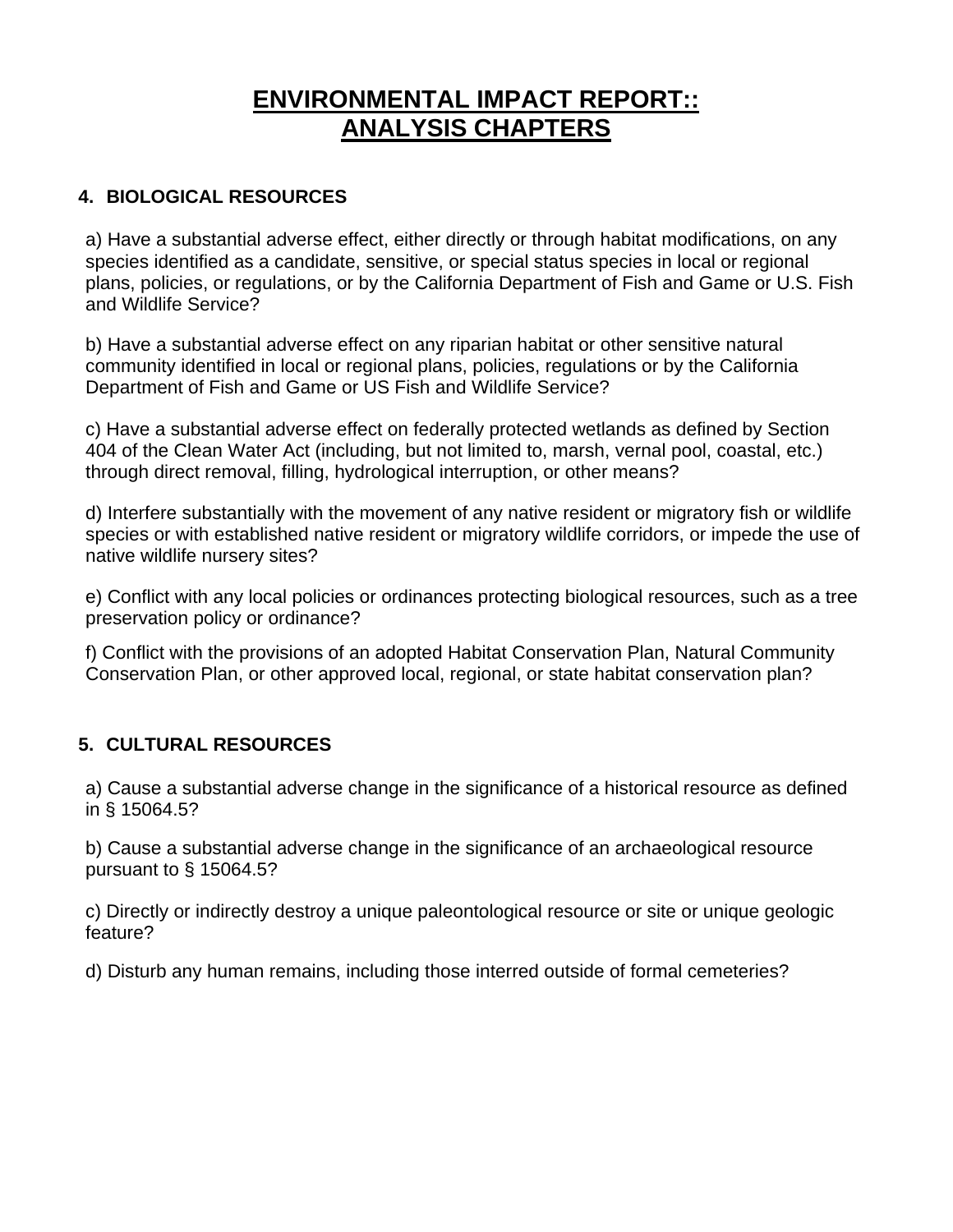# ENVIRONMENTAL IMPACT REPORT::
# ANALYSIS CHAPTERS

## 4. BIOLOGICAL RESOURCES

a) Have a substantial adverse effect, either directly or through habitat modifications, on any species identified as a candidate, sensitive, or special status species in local or regional plans, policies, or regulations, or by the California Department of Fish and Game or U.S. Fish and Wildlife Service?

b) Have a substantial adverse effect on any riparian habitat or other sensitive natural community identified in local or regional plans, policies, regulations or by the California Department of Fish and Game or US Fish and Wildlife Service?

c) Have a substantial adverse effect on federally protected wetlands as defined by Section 404 of the Clean Water Act (including, but not limited to, marsh, vernal pool, coastal, etc.) through direct removal, filling, hydrological interruption, or other means?

d) Interfere substantially with the movement of any native resident or migratory fish or wildlife species or with established native resident or migratory wildlife corridors, or impede the use of native wildlife nursery sites?

e) Conflict with any local policies or ordinances protecting biological resources, such as a tree preservation policy or ordinance?

f) Conflict with the provisions of an adopted Habitat Conservation Plan, Natural Community Conservation Plan, or other approved local, regional, or state habitat conservation plan?

## 5. CULTURAL RESOURCES

a) Cause a substantial adverse change in the significance of a historical resource as defined in § 15064.5?

b) Cause a substantial adverse change in the significance of an archaeological resource pursuant to § 15064.5?

c) Directly or indirectly destroy a unique paleontological resource or site or unique geologic feature?

d) Disturb any human remains, including those interred outside of formal cemeteries?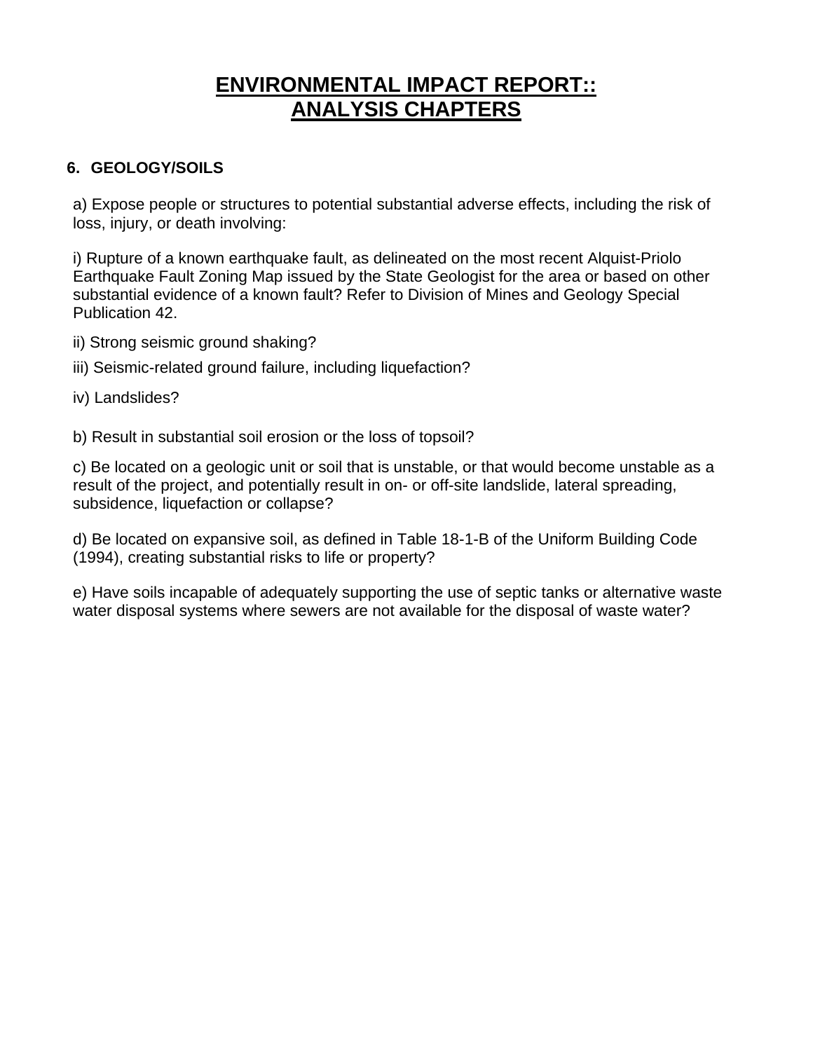# ENVIRONMENTAL IMPACT REPORT::
# ANALYSIS CHAPTERS

## 6. GEOLOGY/SOILS

a) Expose people or structures to potential substantial adverse effects, including the risk of loss, injury, or death involving:

i) Rupture of a known earthquake fault, as delineated on the most recent Alquist-Priolo Earthquake Fault Zoning Map issued by the State Geologist for the area or based on other substantial evidence of a known fault? Refer to Division of Mines and Geology Special Publication 42.

ii) Strong seismic ground shaking?

iii) Seismic-related ground failure, including liquefaction?

iv) Landslides?

b) Result in substantial soil erosion or the loss of topsoil?

c) Be located on a geologic unit or soil that is unstable, or that would become unstable as a result of the project, and potentially result in on- or off-site landslide, lateral spreading, subsidence, liquefaction or collapse?

d) Be located on expansive soil, as defined in Table 18-1-B of the Uniform Building Code (1994), creating substantial risks to life or property?

e) Have soils incapable of adequately supporting the use of septic tanks or alternative waste water disposal systems where sewers are not available for the disposal of waste water?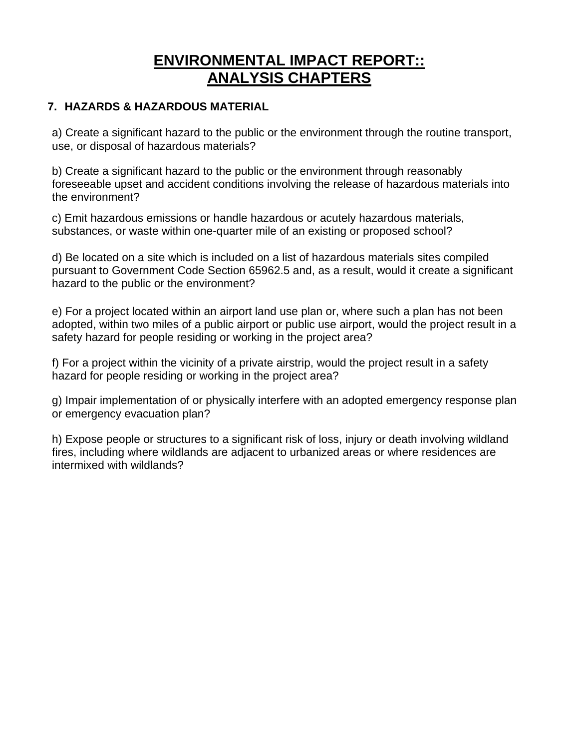# ENVIRONMENTAL IMPACT REPORT::
# ANALYSIS CHAPTERS

## 7. HAZARDS & HAZARDOUS MATERIAL

a) Create a significant hazard to the public or the environment through the routine transport, use, or disposal of hazardous materials?

b) Create a significant hazard to the public or the environment through reasonably foreseeable upset and accident conditions involving the release of hazardous materials into the environment?

c) Emit hazardous emissions or handle hazardous or acutely hazardous materials, substances, or waste within one-quarter mile of an existing or proposed school?

d) Be located on a site which is included on a list of hazardous materials sites compiled pursuant to Government Code Section 65962.5 and, as a result, would it create a significant hazard to the public or the environment?

e) For a project located within an airport land use plan or, where such a plan has not been adopted, within two miles of a public airport or public use airport, would the project result in a safety hazard for people residing or working in the project area?

f) For a project within the vicinity of a private airstrip, would the project result in a safety hazard for people residing or working in the project area?

g) Impair implementation of or physically interfere with an adopted emergency response plan or emergency evacuation plan?

h) Expose people or structures to a significant risk of loss, injury or death involving wildland fires, including where wildlands are adjacent to urbanized areas or where residences are intermixed with wildlands?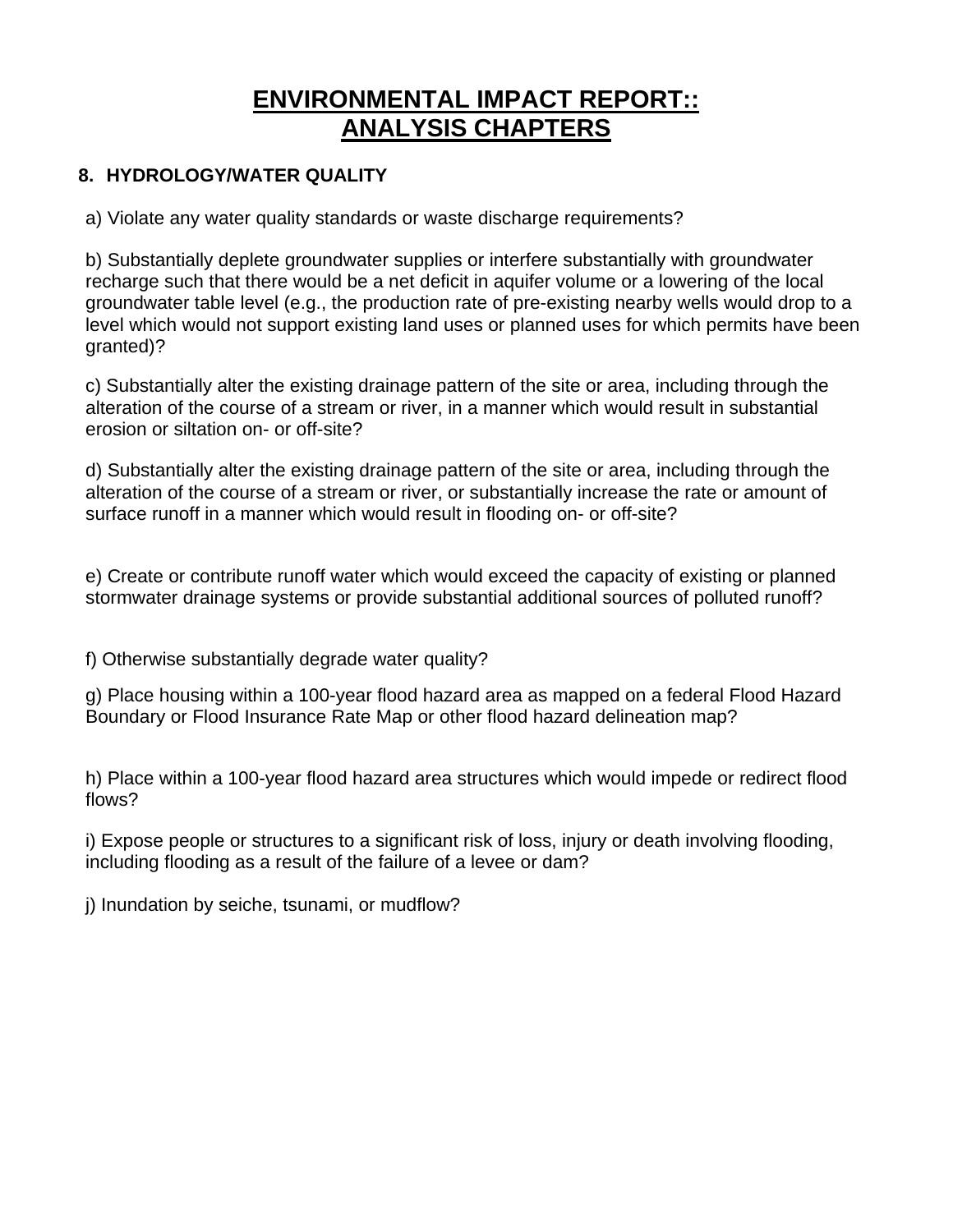# ENVIRONMENTAL IMPACT REPORT:: ANALYSIS CHAPTERS

## 8. HYDROLOGY/WATER QUALITY

a) Violate any water quality standards or waste discharge requirements?

b) Substantially deplete groundwater supplies or interfere substantially with groundwater recharge such that there would be a net deficit in aquifer volume or a lowering of the local groundwater table level (e.g., the production rate of pre-existing nearby wells would drop to a level which would not support existing land uses or planned uses for which permits have been granted)?

c) Substantially alter the existing drainage pattern of the site or area, including through the alteration of the course of a stream or river, in a manner which would result in substantial erosion or siltation on- or off-site?

d) Substantially alter the existing drainage pattern of the site or area, including through the alteration of the course of a stream or river, or substantially increase the rate or amount of surface runoff in a manner which would result in flooding on- or off-site?

e) Create or contribute runoff water which would exceed the capacity of existing or planned stormwater drainage systems or provide substantial additional sources of polluted runoff?

f) Otherwise substantially degrade water quality?

g) Place housing within a 100-year flood hazard area as mapped on a federal Flood Hazard Boundary or Flood Insurance Rate Map or other flood hazard delineation map?

h) Place within a 100-year flood hazard area structures which would impede or redirect flood flows?

i) Expose people or structures to a significant risk of loss, injury or death involving flooding, including flooding as a result of the failure of a levee or dam?

j) Inundation by seiche, tsunami, or mudflow?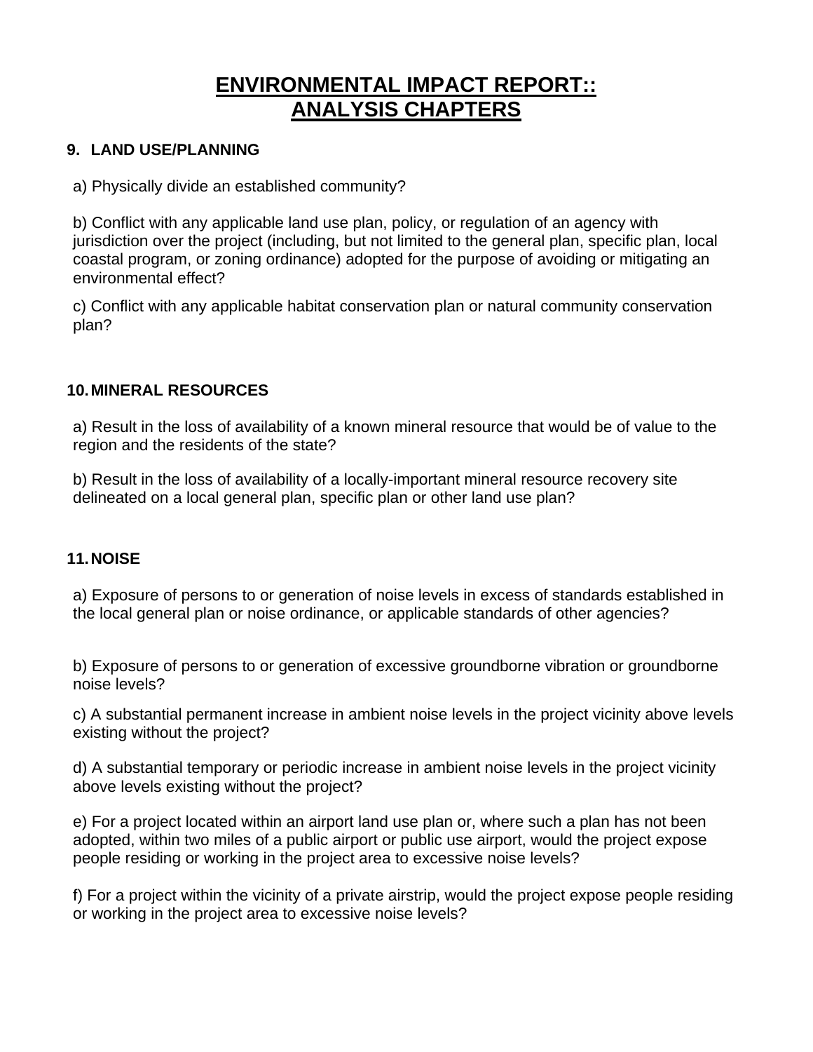# ENVIRONMENTAL IMPACT REPORT::
# ANALYSIS CHAPTERS

## 9. LAND USE/PLANNING

a) Physically divide an established community?

b) Conflict with any applicable land use plan, policy, or regulation of an agency with jurisdiction over the project (including, but not limited to the general plan, specific plan, local coastal program, or zoning ordinance) adopted for the purpose of avoiding or mitigating an environmental effect?

c) Conflict with any applicable habitat conservation plan or natural community conservation plan?

## 10. MINERAL RESOURCES

a) Result in the loss of availability of a known mineral resource that would be of value to the region and the residents of the state?

b) Result in the loss of availability of a locally-important mineral resource recovery site delineated on a local general plan, specific plan or other land use plan?

## 11. NOISE

a) Exposure of persons to or generation of noise levels in excess of standards established in the local general plan or noise ordinance, or applicable standards of other agencies?

b) Exposure of persons to or generation of excessive groundborne vibration or groundborne noise levels?

c) A substantial permanent increase in ambient noise levels in the project vicinity above levels existing without the project?

d) A substantial temporary or periodic increase in ambient noise levels in the project vicinity above levels existing without the project?

e) For a project located within an airport land use plan or, where such a plan has not been adopted, within two miles of a public airport or public use airport, would the project expose people residing or working in the project area to excessive noise levels?

f) For a project within the vicinity of a private airstrip, would the project expose people residing or working in the project area to excessive noise levels?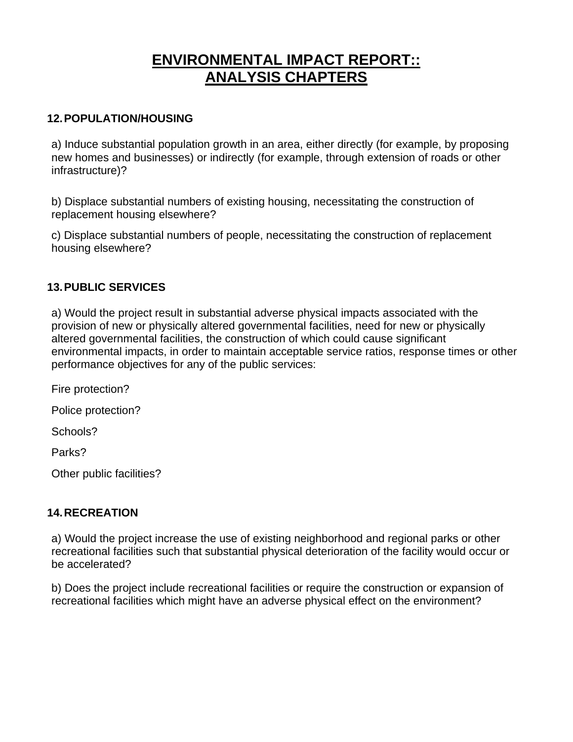# ENVIRONMENTAL IMPACT REPORT:: ANALYSIS CHAPTERS

## 12. POPULATION/HOUSING

a) Induce substantial population growth in an area, either directly (for example, by proposing new homes and businesses) or indirectly (for example, through extension of roads or other infrastructure)?

b) Displace substantial numbers of existing housing, necessitating the construction of replacement housing elsewhere?

c) Displace substantial numbers of people, necessitating the construction of replacement housing elsewhere?

## 13. PUBLIC SERVICES

a) Would the project result in substantial adverse physical impacts associated with the provision of new or physically altered governmental facilities, need for new or physically altered governmental facilities, the construction of which could cause significant environmental impacts, in order to maintain acceptable service ratios, response times or other performance objectives for any of the public services:

Fire protection?

Police protection?

Schools?

Parks?

Other public facilities?

## 14. RECREATION

a) Would the project increase the use of existing neighborhood and regional parks or other recreational facilities such that substantial physical deterioration of the facility would occur or be accelerated?

b) Does the project include recreational facilities or require the construction or expansion of recreational facilities which might have an adverse physical effect on the environment?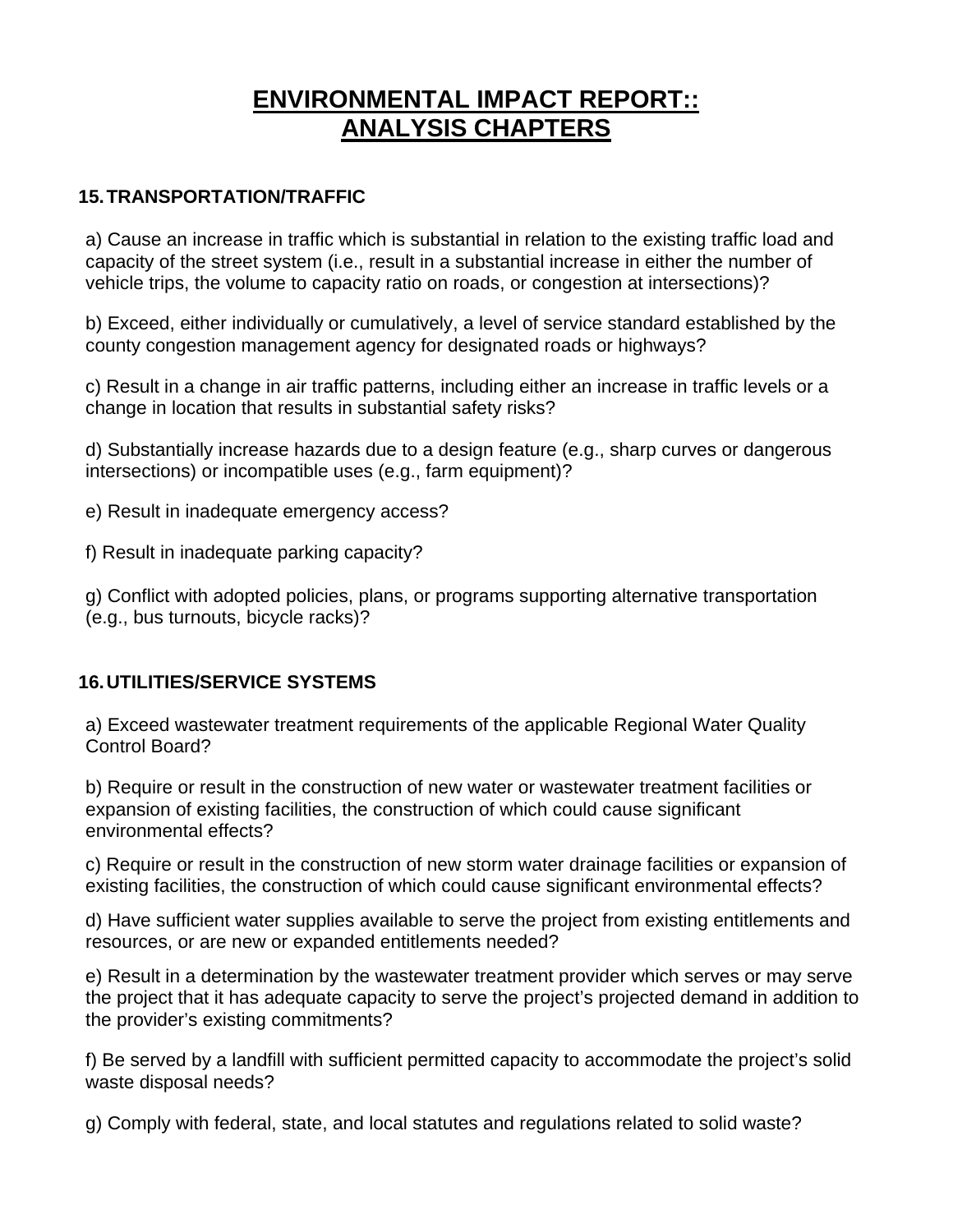# ENVIRONMENTAL IMPACT REPORT::
# ANALYSIS CHAPTERS

## 15. TRANSPORTATION/TRAFFIC

a) Cause an increase in traffic which is substantial in relation to the existing traffic load and capacity of the street system (i.e., result in a substantial increase in either the number of vehicle trips, the volume to capacity ratio on roads, or congestion at intersections)?

b) Exceed, either individually or cumulatively, a level of service standard established by the county congestion management agency for designated roads or highways?

c) Result in a change in air traffic patterns, including either an increase in traffic levels or a change in location that results in substantial safety risks?

d) Substantially increase hazards due to a design feature (e.g., sharp curves or dangerous intersections) or incompatible uses (e.g., farm equipment)?

e) Result in inadequate emergency access?

f) Result in inadequate parking capacity?

g) Conflict with adopted policies, plans, or programs supporting alternative transportation (e.g., bus turnouts, bicycle racks)?

## 16. UTILITIES/SERVICE SYSTEMS

a) Exceed wastewater treatment requirements of the applicable Regional Water Quality Control Board?

b) Require or result in the construction of new water or wastewater treatment facilities or expansion of existing facilities, the construction of which could cause significant environmental effects?

c) Require or result in the construction of new storm water drainage facilities or expansion of existing facilities, the construction of which could cause significant environmental effects?

d) Have sufficient water supplies available to serve the project from existing entitlements and resources, or are new or expanded entitlements needed?

e) Result in a determination by the wastewater treatment provider which serves or may serve the project that it has adequate capacity to serve the project's projected demand in addition to the provider's existing commitments?

f) Be served by a landfill with sufficient permitted capacity to accommodate the project's solid waste disposal needs?

g) Comply with federal, state, and local statutes and regulations related to solid waste?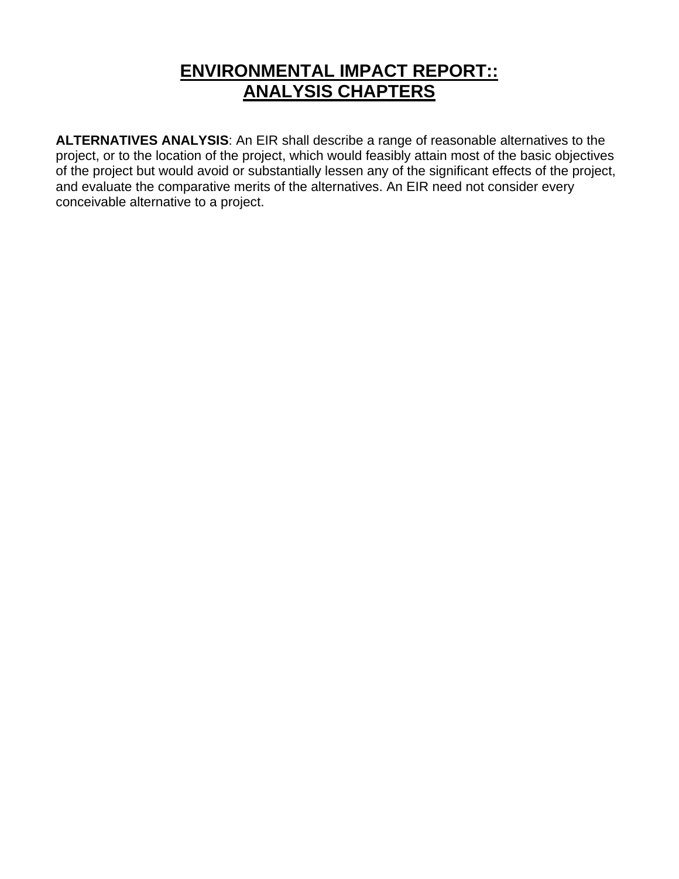# ENVIRONMENTAL IMPACT REPORT::
# ANALYSIS CHAPTERS

**ALTERNATIVES ANALYSIS**: An EIR shall describe a range of reasonable alternatives to the project, or to the location of the project, which would feasibly attain most of the basic objectives of the project but would avoid or substantially lessen any of the significant effects of the project, and evaluate the comparative merits of the alternatives. An EIR need not consider every conceivable alternative to a project.